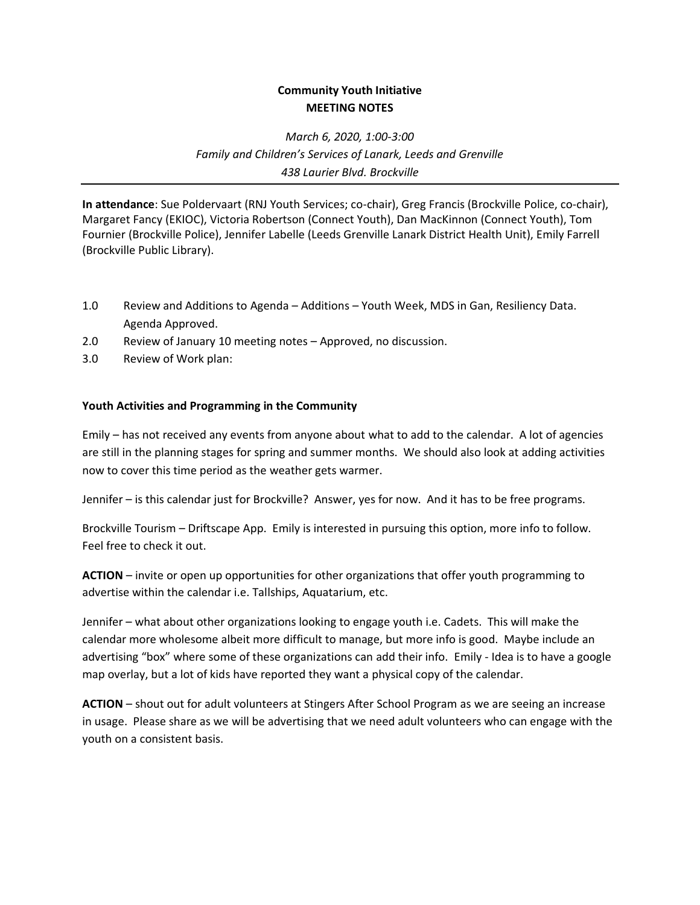**Community Youth Initiative**
**MEETING NOTES**

*March 6, 2020, 1:00-3:00*
*Family and Children's Services of Lanark, Leeds and Grenville*
*438 Laurier Blvd. Brockville*

---

**In attendance**: Sue Poldervaart (RNJ Youth Services; co-chair), Greg Francis (Brockville Police, co-chair), Margaret Fancy (EKIOC), Victoria Robertson (Connect Youth), Dan MacKinnon (Connect Youth), Tom Fournier (Brockville Police), Jennifer Labelle (Leeds Grenville Lanark District Health Unit), Emily Farrell (Brockville Public Library).

1.0 Review and Additions to Agenda – Additions – Youth Week, MDS in Gan, Resiliency Data. Agenda Approved.
2.0 Review of January 10 meeting notes – Approved, no discussion.
3.0 Review of Work plan:

**Youth Activities and Programming in the Community**

Emily – has not received any events from anyone about what to add to the calendar. A lot of agencies are still in the planning stages for spring and summer months. We should also look at adding activities now to cover this time period as the weather gets warmer.

Jennifer – is this calendar just for Brockville? Answer, yes for now. And it has to be free programs.

Brockville Tourism – Driftscape App. Emily is interested in pursuing this option, more info to follow. Feel free to check it out.

**ACTION** – invite or open up opportunities for other organizations that offer youth programming to advertise within the calendar i.e. Tallships, Aquatarium, etc.

Jennifer – what about other organizations looking to engage youth i.e. Cadets. This will make the calendar more wholesome albeit more difficult to manage, but more info is good. Maybe include an advertising "box" where some of these organizations can add their info. Emily - Idea is to have a google map overlay, but a lot of kids have reported they want a physical copy of the calendar.

**ACTION** – shout out for adult volunteers at Stingers After School Program as we are seeing an increase in usage. Please share as we will be advertising that we need adult volunteers who can engage with the youth on a consistent basis.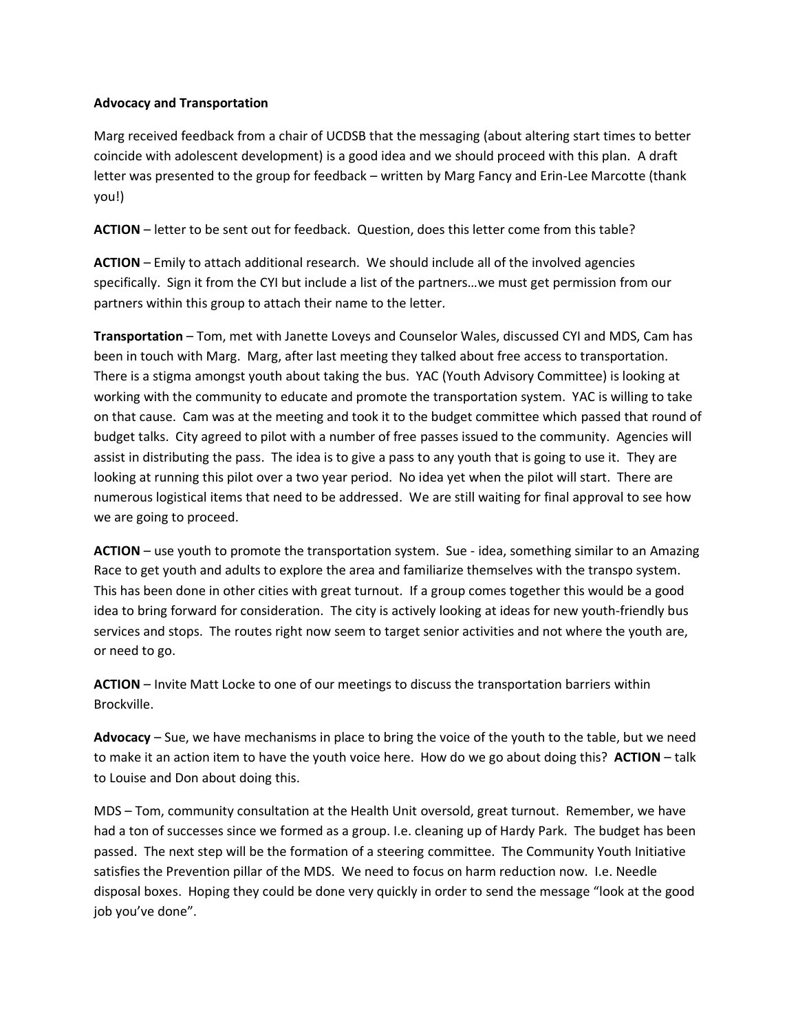**Advocacy and Transportation**

Marg received feedback from a chair of UCDSB that the messaging (about altering start times to better coincide with adolescent development) is a good idea and we should proceed with this plan. A draft letter was presented to the group for feedback – written by Marg Fancy and Erin-Lee Marcotte (thank you!)

**ACTION** – letter to be sent out for feedback. Question, does this letter come from this table?

**ACTION** – Emily to attach additional research. We should include all of the involved agencies specifically. Sign it from the CYI but include a list of the partners…we must get permission from our partners within this group to attach their name to the letter.

**Transportation** – Tom, met with Janette Loveys and Counselor Wales, discussed CYI and MDS, Cam has been in touch with Marg. Marg, after last meeting they talked about free access to transportation. There is a stigma amongst youth about taking the bus. YAC (Youth Advisory Committee) is looking at working with the community to educate and promote the transportation system. YAC is willing to take on that cause. Cam was at the meeting and took it to the budget committee which passed that round of budget talks. City agreed to pilot with a number of free passes issued to the community. Agencies will assist in distributing the pass. The idea is to give a pass to any youth that is going to use it. They are looking at running this pilot over a two year period. No idea yet when the pilot will start. There are numerous logistical items that need to be addressed. We are still waiting for final approval to see how we are going to proceed.

**ACTION** – use youth to promote the transportation system. Sue - idea, something similar to an Amazing Race to get youth and adults to explore the area and familiarize themselves with the transpo system. This has been done in other cities with great turnout. If a group comes together this would be a good idea to bring forward for consideration. The city is actively looking at ideas for new youth-friendly bus services and stops. The routes right now seem to target senior activities and not where the youth are, or need to go.

**ACTION** – Invite Matt Locke to one of our meetings to discuss the transportation barriers within Brockville.

**Advocacy** – Sue, we have mechanisms in place to bring the voice of the youth to the table, but we need to make it an action item to have the youth voice here. How do we go about doing this? **ACTION** – talk to Louise and Don about doing this.

MDS – Tom, community consultation at the Health Unit oversold, great turnout. Remember, we have had a ton of successes since we formed as a group. I.e. cleaning up of Hardy Park. The budget has been passed. The next step will be the formation of a steering committee. The Community Youth Initiative satisfies the Prevention pillar of the MDS. We need to focus on harm reduction now. I.e. Needle disposal boxes. Hoping they could be done very quickly in order to send the message "look at the good job you've done".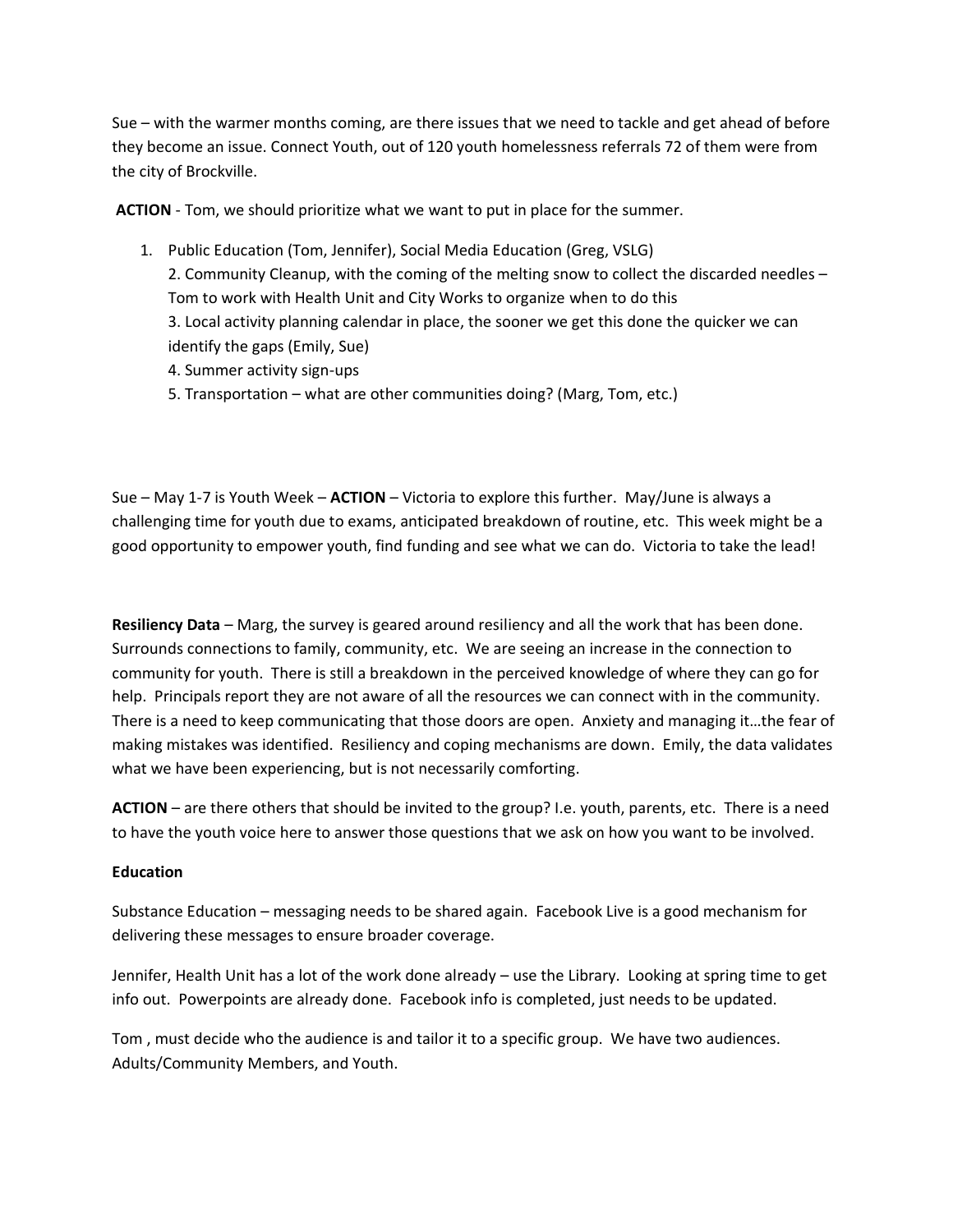Sue – with the warmer months coming, are there issues that we need to tackle and get ahead of before they become an issue. Connect Youth, out of 120 youth homelessness referrals 72 of them were from the city of Brockville.

**ACTION** - Tom, we should prioritize what we want to put in place for the summer.

1. Public Education (Tom, Jennifer), Social Media Education (Greg, VSLG)
2. Community Cleanup, with the coming of the melting snow to collect the discarded needles – Tom to work with Health Unit and City Works to organize when to do this
3. Local activity planning calendar in place, the sooner we get this done the quicker we can identify the gaps (Emily, Sue)
4. Summer activity sign-ups
5. Transportation – what are other communities doing? (Marg, Tom, etc.)

Sue – May 1-7 is Youth Week – **ACTION** – Victoria to explore this further. May/June is always a challenging time for youth due to exams, anticipated breakdown of routine, etc. This week might be a good opportunity to empower youth, find funding and see what we can do. Victoria to take the lead!

**Resiliency Data** – Marg, the survey is geared around resiliency and all the work that has been done. Surrounds connections to family, community, etc. We are seeing an increase in the connection to community for youth. There is still a breakdown in the perceived knowledge of where they can go for help. Principals report they are not aware of all the resources we can connect with in the community. There is a need to keep communicating that those doors are open. Anxiety and managing it…the fear of making mistakes was identified. Resiliency and coping mechanisms are down. Emily, the data validates what we have been experiencing, but is not necessarily comforting.

**ACTION** – are there others that should be invited to the group? I.e. youth, parents, etc. There is a need to have the youth voice here to answer those questions that we ask on how you want to be involved.

**Education**

Substance Education – messaging needs to be shared again. Facebook Live is a good mechanism for delivering these messages to ensure broader coverage.

Jennifer, Health Unit has a lot of the work done already – use the Library. Looking at spring time to get info out. Powerpoints are already done. Facebook info is completed, just needs to be updated.

Tom , must decide who the audience is and tailor it to a specific group. We have two audiences. Adults/Community Members, and Youth.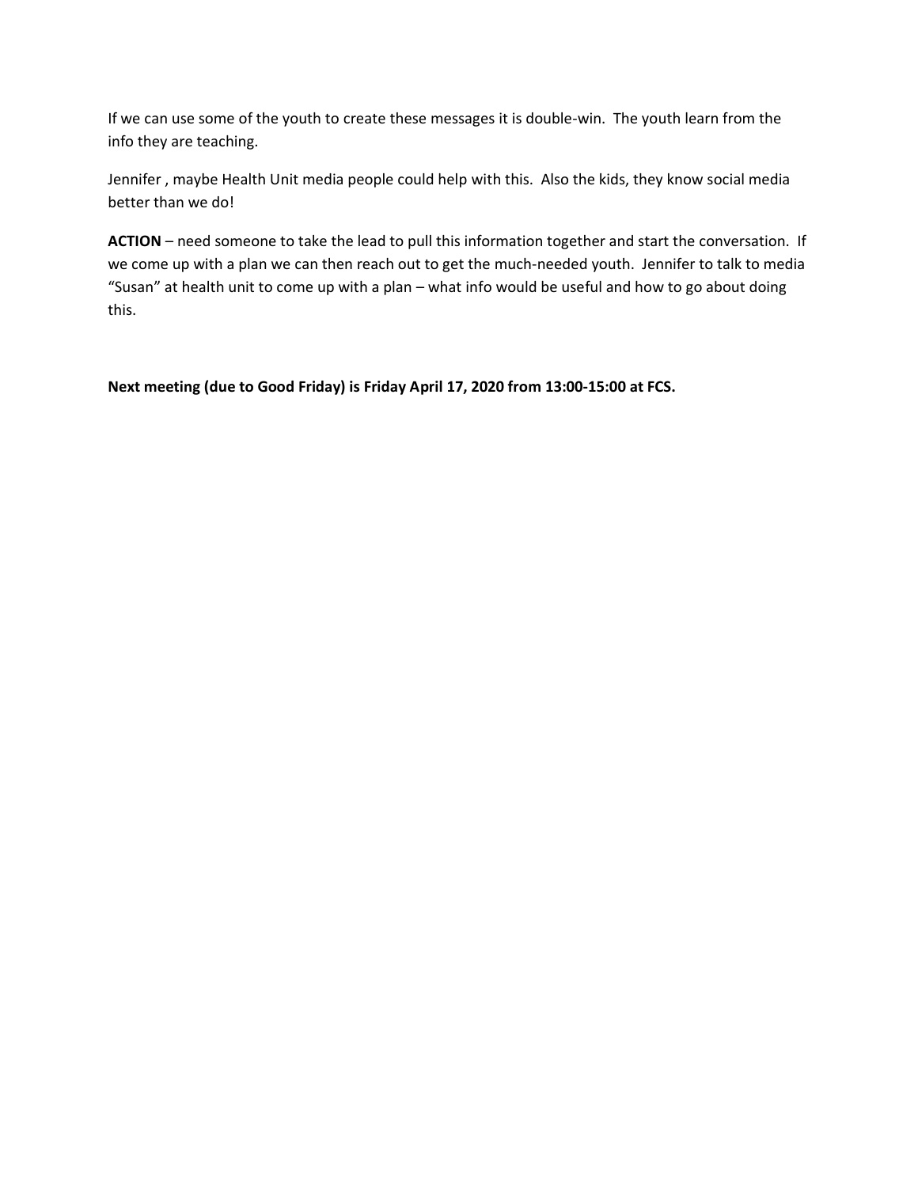If we can use some of the youth to create these messages it is double-win.  The youth learn from the info they are teaching.

Jennifer , maybe Health Unit media people could help with this.  Also the kids, they know social media better than we do!

**ACTION** – need someone to take the lead to pull this information together and start the conversation.  If we come up with a plan we can then reach out to get the much-needed youth.  Jennifer to talk to media "Susan" at health unit to come up with a plan – what info would be useful and how to go about doing this.

**Next meeting (due to Good Friday) is Friday April 17, 2020 from 13:00-15:00 at FCS.**